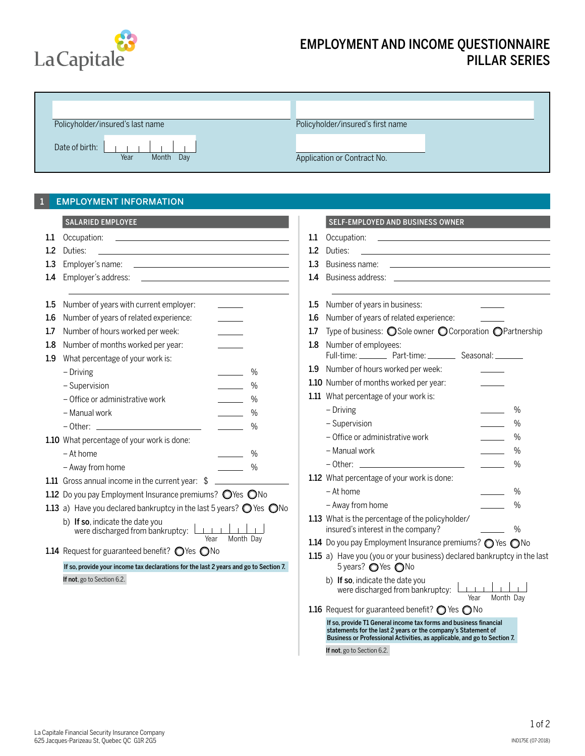# EMPLOYMENT AND INCOME QUESTIONNAIRE PILLAR SERIES

Policyholder/insured's last name

Policyholder/insured's first name

Date of birth: Year Month Day

Application or Contract No.

## 1 EMPLOYMENT INFORMATION

### SALARIED EMPLOYEE

**1.1** Occupation: ______

**1.2** Duties: ______

**1.3** Employer's name: ______

**1.4** Employer's address: ______

**1.5** Number of years with current employer: ______

**1.6** Number of years of related experience: ______

**1.7** Number of hours worked per week: ______

**1.8** Number of months worked per year: ______

**1.9** What percentage of your work is:

- Driving ______ %
- Supervision ______ %
- Office or administrative work ______ %
- Manual work ______ %
- Other: ______ ______ %

**1.10** What percentage of your work is done:

- At home ______ %
- Away from home ______ %

**1.11** Gross annual income in the current year: $ ______

**1.12** Do you pay Employment Insurance premiums? ◯ Yes ◯ No

**1.13** a) Have you declared bankruptcy in the last 5 years? ◯ Yes ◯ No

b) **If so**, indicate the date you were discharged from bankruptcy: Year Month Day

**1.14** Request for guaranteed benefit? ◯ Yes ◯ No

**If so, provide your income tax declarations for the last 2 years and go to Section 7.**

**If not**, go to Section 6.2.

### SELF-EMPLOYED AND BUSINESS OWNER

**1.1** Occupation: ______

**1.2** Duties: ______

**1.3** Business name: ______

**1.4** Business address: ______

**1.5** Number of years in business: ______

**1.6** Number of years of related experience: ______

**1.7** Type of business: ◯ Sole owner ◯ Corporation ◯ Partnership

**1.8** Number of employees:
Full-time: ______ Part-time: ______ Seasonal: ______

**1.9** Number of hours worked per week: ______

**1.10** Number of months worked per year: ______

**1.11** What percentage of your work is:

- Driving ______ %
- Supervision ______ %
- Office or administrative work ______ %
- Manual work ______ %
- Other: ______ ______ %

**1.12** What percentage of your work is done:

- At home ______ %
- Away from home ______ %

**1.13** What is the percentage of the policyholder/insured's interest in the company? ______ %

**1.14** Do you pay Employment Insurance premiums? ◯ Yes ◯ No

**1.15** a) Have you (you or your business) declared bankruptcy in the last 5 years? ◯ Yes ◯ No

b) **If so**, indicate the date you were discharged from bankruptcy: Year Month Day

**1.16** Request for guaranteed benefit? ◯ Yes ◯ No

**If so, provide T1 General income tax forms and business financial statements for the last 2 years or the company's Statement of Business or Professional Activities, as applicable, and go to Section 7.**

**If not**, go to Section 6.2.

La Capitale Financial Security Insurance Company
625 Jacques-Parizeau St, Quebec QC G1R 2G5

IND175E (07-2018)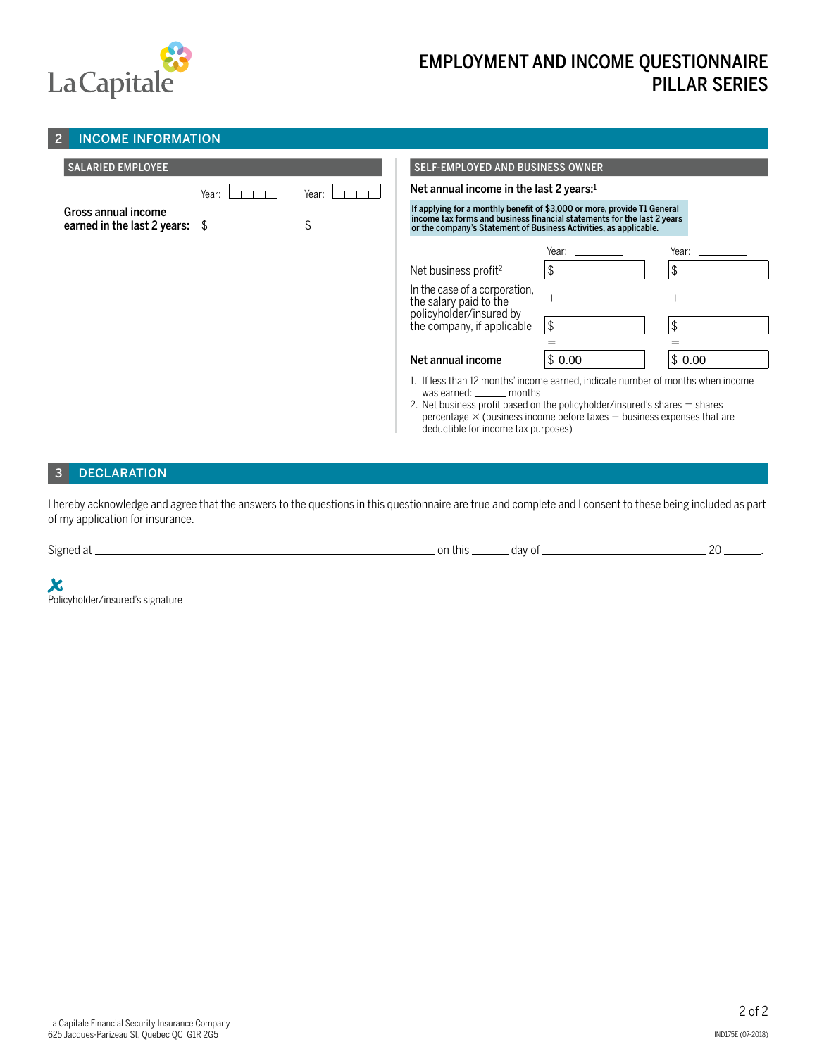# EMPLOYMENT AND INCOME QUESTIONNAIRE
# PILLAR SERIES

## 2 INCOME INFORMATION

### SALARIED EMPLOYEE

| | Year: | Year: |
|---|---|---|
| **Gross annual income earned in the last 2 years:** | $ | $ |

### SELF-EMPLOYED AND BUSINESS OWNER

**Net annual income in the last 2 years:**[1]

**If applying for a monthly benefit of $3,000 or more, provide T1 General income tax forms and business financial statements for the last 2 years or the company's Statement of Business Activities, as applicable.**

| | Year: | Year: |
|---|---|---|
| Net business profit[2] | $ | $ |
| In the case of a corporation, the salary paid to the policyholder/insured by the company, if applicable | + $ | + $ |
| **Net annual income** | = $ 0.00 | = $ 0.00 |

1. If less than 12 months' income earned, indicate number of months when income was earned: ______ months
2. Net business profit based on the policyholder/insured's shares = shares percentage × (business income before taxes − business expenses that are deductible for income tax purposes)

## 3 DECLARATION

I hereby acknowledge and agree that the answers to the questions in this questionnaire are true and complete and I consent to these being included as part of my application for insurance.

Signed at ______________________________ on this ______ day of ______________________ 20 ______.

______________________________
Policyholder/insured's signature

La Capitale Financial Security Insurance Company
625 Jacques-Parizeau St, Quebec QC G1R 2G5

IND175E (07-2018)